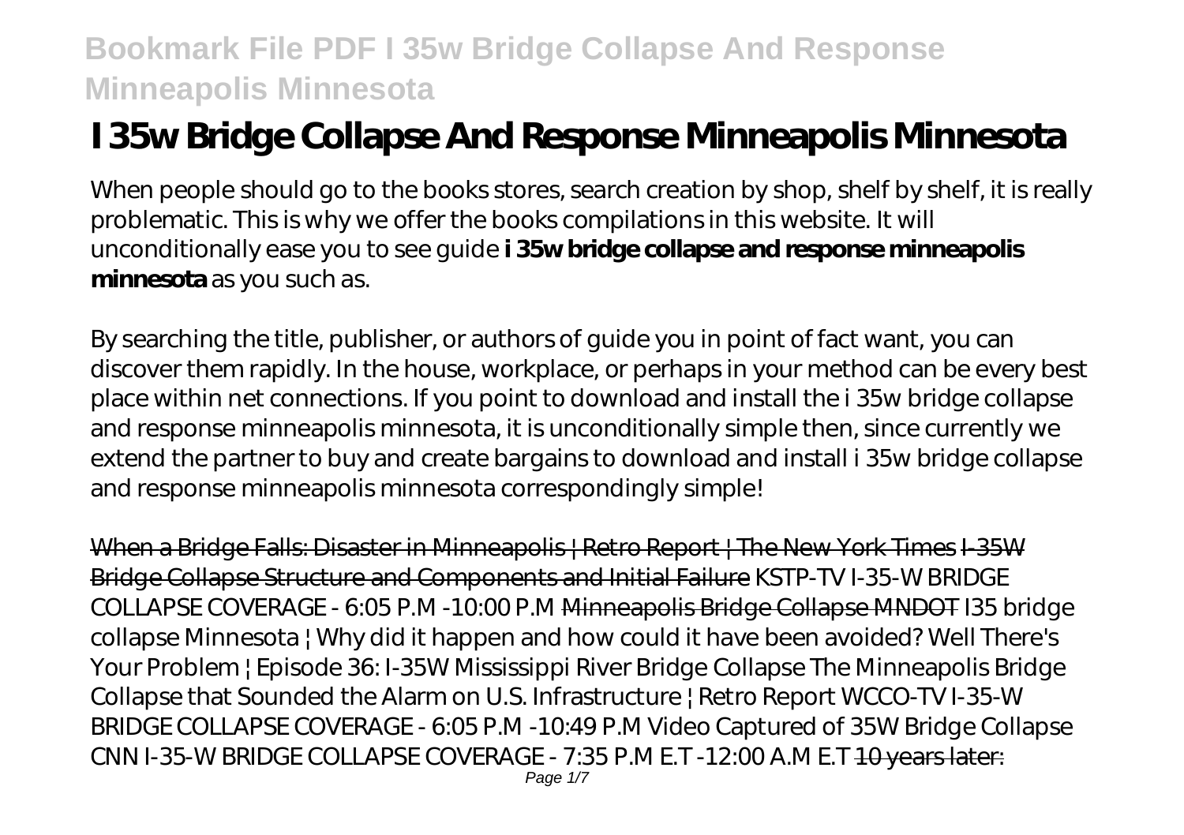# I 35w Bridge Collapse And Response Minneapolis Minnesota

When people should go to the books stores, search creation by shop, shelf by shelf, it is really problematic. This is why we offer the books compilations in this website. It will unconditionally ease you to see guide **i 35w bridge collapse and response minneapolis minnesota** as you such as.

By searching the title, publisher, or authors of guide you in point of fact want, you can discover them rapidly. In the house, workplace, or perhaps in your method can be every best place within net connections. If you point to download and install the i 35w bridge collapse and response minneapolis minnesota, it is unconditionally simple then, since currently we extend the partner to buy and create bargains to download and install i 35w bridge collapse and response minneapolis minnesota correspondingly simple!

When a Bridge Falls: Disaster in Minneapolis | Retro Report | The New York Times I-35W Bridge Collapse Structure and Components and Initial Failure *KSTP-TV I-35-W BRIDGE COLLAPSE COVERAGE - 6:05 P.M -10:00 P.M* Minneapolis Bridge Collapse MNDOT *I35 bridge collapse Minnesota | Why did it happen and how could it have been avoided? Well There's Your Problem | Episode 36: I-35W Mississippi River Bridge Collapse The Minneapolis Bridge Collapse that Sounded the Alarm on U.S. Infrastructure | Retro Report WCCO-TV I-35-W BRIDGE COLLAPSE COVERAGE - 6:05 P.M -10:49 P.M Video Captured of 35W Bridge Collapse CNN I-35-W BRIDGE COLLAPSE COVERAGE - 7:35 P.M E.T -12:00 A.M E.T* 10 years later: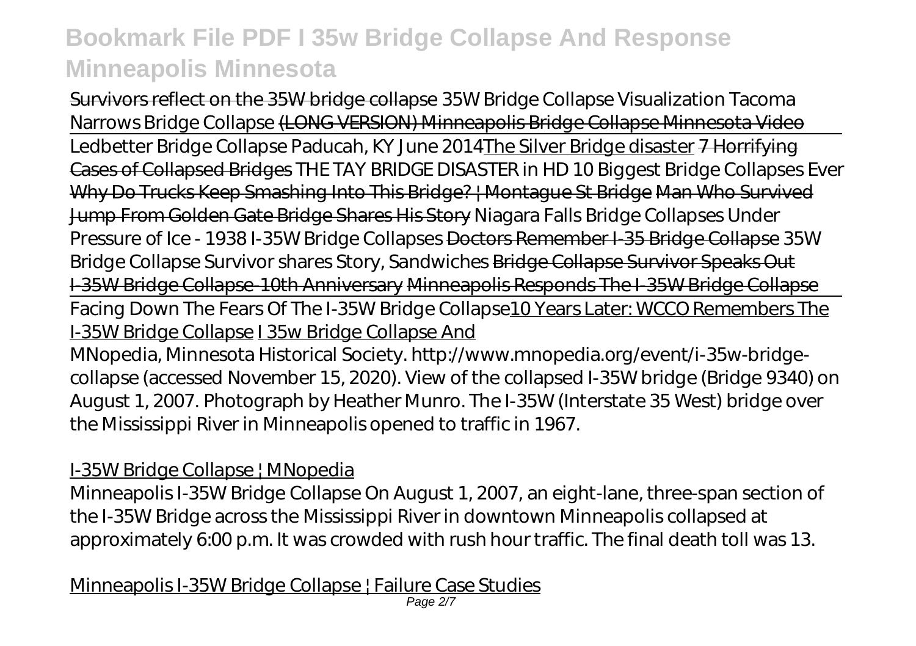Survivors reflect on the 35W bridge collapse *35W Bridge Collapse Visualization Tacoma Narrows Bridge Collapse* ~~(LONG VERSION) Minneapolis Bridge Collapse Minnesota Video~~

Ledbetter Bridge Collapse Paducah, KY June 2014 The Silver Bridge disaster ~~7 Horrifying Cases of Collapsed Bridges~~ *THE TAY BRIDGE DISASTER in HD 10 Biggest Bridge Collapses Ever* Why Do Trucks Keep Smashing Into This Bridge? | Montague St Bridge Man Who Survived Jump From Golden Gate Bridge Shares His Story *Niagara Falls Bridge Collapses Under Pressure of Ice - 1938 I-35W Bridge Collapses* ~~Doctors Remember I-35 Bridge Collapse~~ *35W Bridge Collapse Survivor shares Story, Sandwiches* ~~Bridge Collapse Survivor Speaks Out~~ ~~I-35W Bridge Collapse-10th Anniversary~~ ~~Minneapolis Responds The I-35W Bridge Collapse~~

Facing Down The Fears Of The I-35W Bridge Collapse 10 Years Later: WCCO Remembers The I-35W Bridge Collapse I 35w Bridge Collapse And

MNopedia, Minnesota Historical Society. http://www.mnopedia.org/event/i-35w-bridge-collapse (accessed November 15, 2020). View of the collapsed I-35W bridge (Bridge 9340) on August 1, 2007. Photograph by Heather Munro. The I-35W (Interstate 35 West) bridge over the Mississippi River in Minneapolis opened to traffic in 1967.

I-35W Bridge Collapse | MNopedia

Minneapolis I-35W Bridge Collapse On August 1, 2007, an eight-lane, three-span section of the I-35W Bridge across the Mississippi River in downtown Minneapolis collapsed at approximately 6:00 p.m. It was crowded with rush hour traffic. The final death toll was 13.

Minneapolis I-35W Bridge Collapse | Failure Case Studies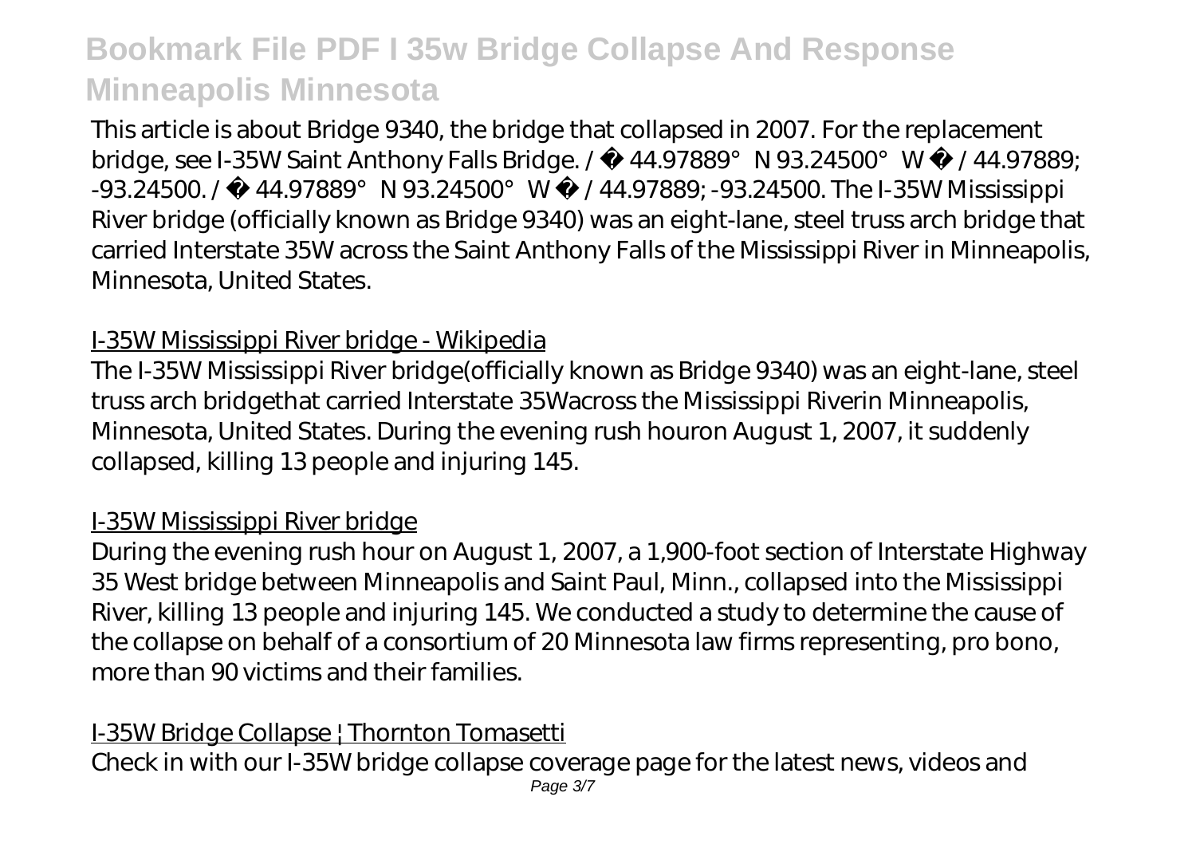This article is about Bridge 9340, the bridge that collapsed in 2007. For the replacement bridge, see I-35W Saint Anthony Falls Bridge. / 44.97889°N 93.24500°W / 44.97889; -93.24500. / 44.97889°N 93.24500°W / 44.97889; -93.24500. The I-35W Mississippi River bridge (officially known as Bridge 9340) was an eight-lane, steel truss arch bridge that carried Interstate 35W across the Saint Anthony Falls of the Mississippi River in Minneapolis, Minnesota, United States.

## I-35W Mississippi River bridge - Wikipedia

The I-35W Mississippi River bridge(officially known as Bridge 9340) was an eight-lane, steel truss arch bridgethat carried Interstate 35Wacross the Mississippi Riverin Minneapolis, Minnesota, United States. During the evening rush houron August 1, 2007, it suddenly collapsed, killing 13 people and injuring 145.

## I-35W Mississippi River bridge

During the evening rush hour on August 1, 2007, a 1,900-foot section of Interstate Highway 35 West bridge between Minneapolis and Saint Paul, Minn., collapsed into the Mississippi River, killing 13 people and injuring 145. We conducted a study to determine the cause of the collapse on behalf of a consortium of 20 Minnesota law firms representing, pro bono, more than 90 victims and their families.

## I-35W Bridge Collapse | Thornton Tomasetti

Check in with our I-35W bridge collapse coverage page for the latest news, videos and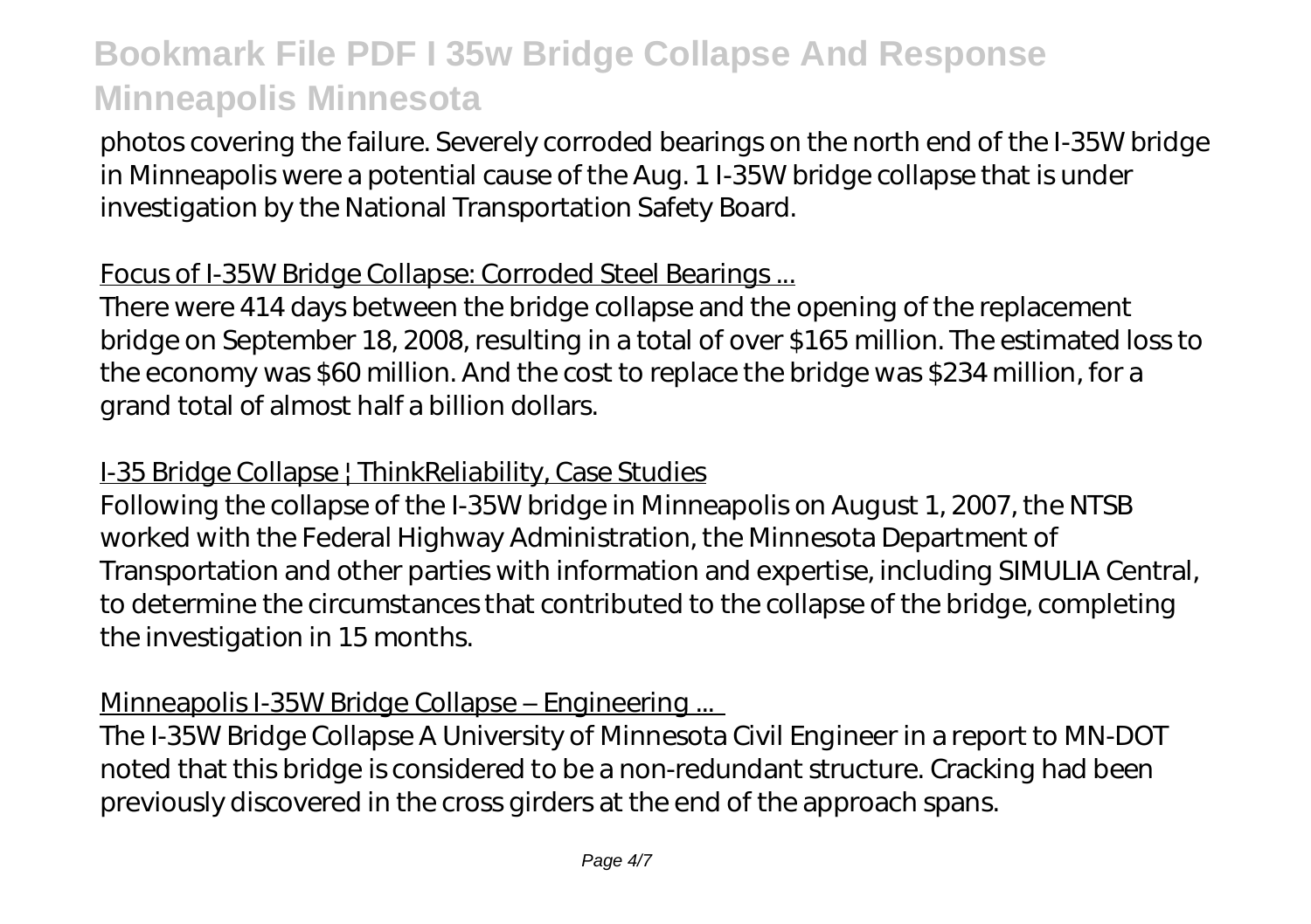photos covering the failure. Severely corroded bearings on the north end of the I-35W bridge in Minneapolis were a potential cause of the Aug. 1 I-35W bridge collapse that is under investigation by the National Transportation Safety Board.

## Focus of I-35W Bridge Collapse: Corroded Steel Bearings ...

There were 414 days between the bridge collapse and the opening of the replacement bridge on September 18, 2008, resulting in a total of over $165 million. The estimated loss to the economy was $60 million. And the cost to replace the bridge was $234 million, for a grand total of almost half a billion dollars.

## I-35 Bridge Collapse | ThinkReliability, Case Studies

Following the collapse of the I-35W bridge in Minneapolis on August 1, 2007, the NTSB worked with the Federal Highway Administration, the Minnesota Department of Transportation and other parties with information and expertise, including SIMULIA Central, to determine the circumstances that contributed to the collapse of the bridge, completing the investigation in 15 months.

## Minneapolis I-35W Bridge Collapse – Engineering ...

The I-35W Bridge Collapse A University of Minnesota Civil Engineer in a report to MN-DOT noted that this bridge is considered to be a non-redundant structure. Cracking had been previously discovered in the cross girders at the end of the approach spans.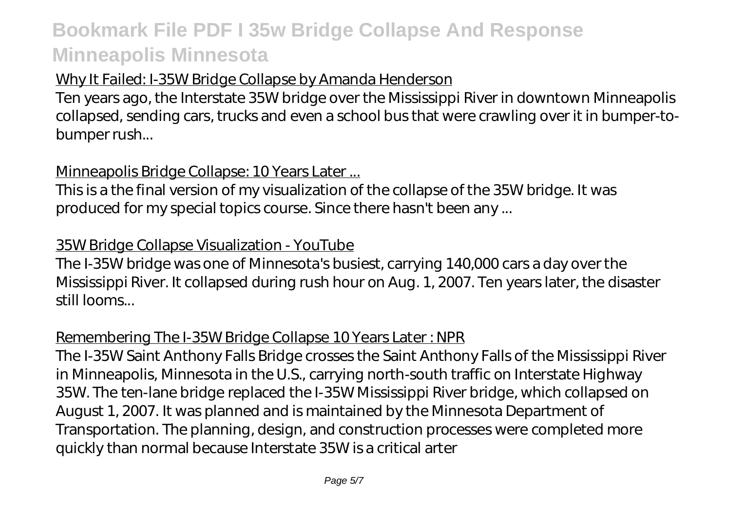## Why It Failed: I-35W Bridge Collapse by Amanda Henderson

Ten years ago, the Interstate 35W bridge over the Mississippi River in downtown Minneapolis collapsed, sending cars, trucks and even a school bus that were crawling over it in bumper-to-bumper rush...

## Minneapolis Bridge Collapse: 10 Years Later ...

This is a the final version of my visualization of the collapse of the 35W bridge. It was produced for my special topics course. Since there hasn't been any ...

## 35W Bridge Collapse Visualization - YouTube

The I-35W bridge was one of Minnesota's busiest, carrying 140,000 cars a day over the Mississippi River. It collapsed during rush hour on Aug. 1, 2007. Ten years later, the disaster still looms...

## Remembering The I-35W Bridge Collapse 10 Years Later : NPR

The I-35W Saint Anthony Falls Bridge crosses the Saint Anthony Falls of the Mississippi River in Minneapolis, Minnesota in the U.S., carrying north-south traffic on Interstate Highway 35W. The ten-lane bridge replaced the I-35W Mississippi River bridge, which collapsed on August 1, 2007. It was planned and is maintained by the Minnesota Department of Transportation. The planning, design, and construction processes were completed more quickly than normal because Interstate 35W is a critical arter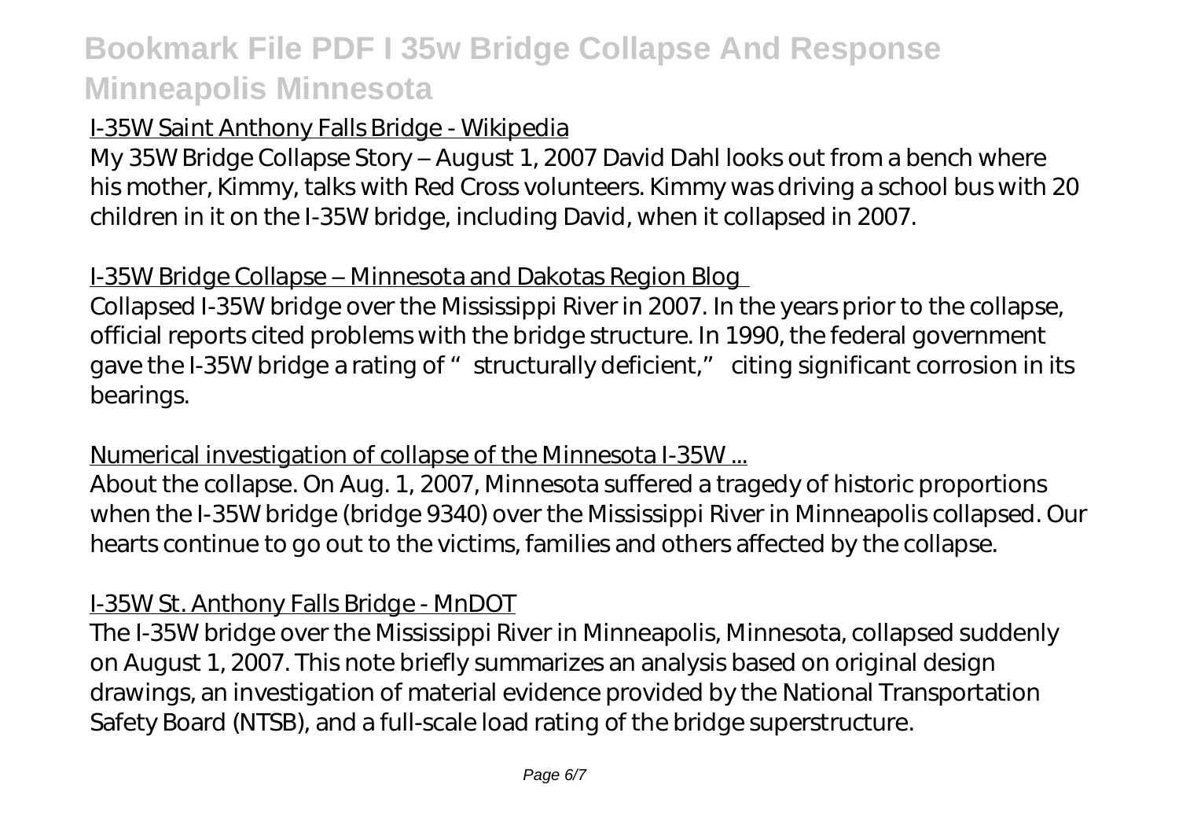I-35W Saint Anthony Falls Bridge - Wikipedia

My 35W Bridge Collapse Story – August 1, 2007 David Dahl looks out from a bench where his mother, Kimmy, talks with Red Cross volunteers. Kimmy was driving a school bus with 20 children in it on the I-35W bridge, including David, when it collapsed in 2007.

I-35W Bridge Collapse – Minnesota and Dakotas Region Blog

Collapsed I-35W bridge over the Mississippi River in 2007. In the years prior to the collapse, official reports cited problems with the bridge structure. In 1990, the federal government gave the I-35W bridge a rating of "structurally deficient," citing significant corrosion in its bearings.

Numerical investigation of collapse of the Minnesota I-35W ...

About the collapse. On Aug. 1, 2007, Minnesota suffered a tragedy of historic proportions when the I-35W bridge (bridge 9340) over the Mississippi River in Minneapolis collapsed. Our hearts continue to go out to the victims, families and others affected by the collapse.

I-35W St. Anthony Falls Bridge - MnDOT

The I-35W bridge over the Mississippi River in Minneapolis, Minnesota, collapsed suddenly on August 1, 2007. This note briefly summarizes an analysis based on original design drawings, an investigation of material evidence provided by the National Transportation Safety Board (NTSB), and a full-scale load rating of the bridge superstructure.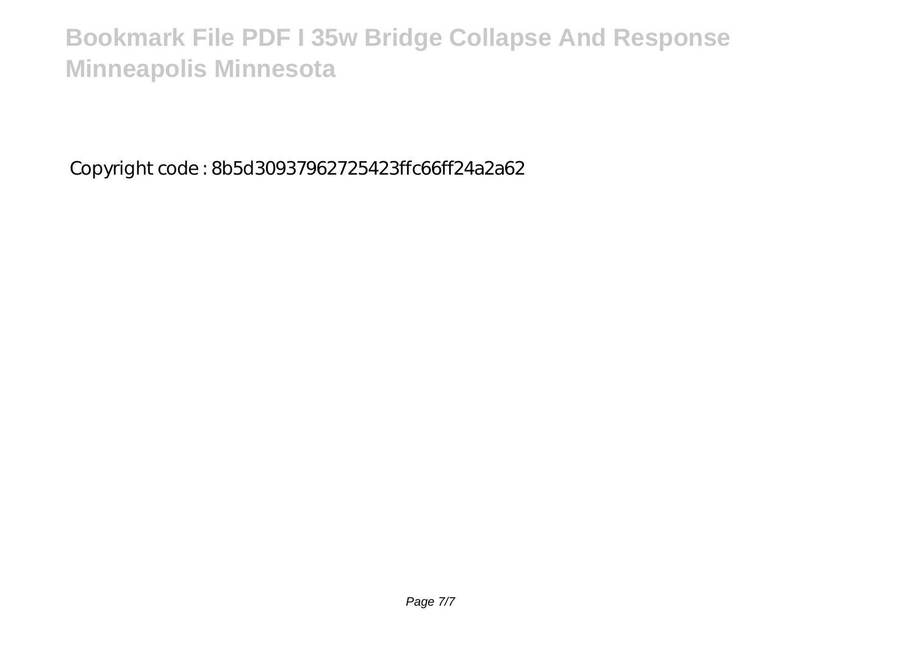Copyright code : 8b5d30937962725423ffc66ff24a2a62